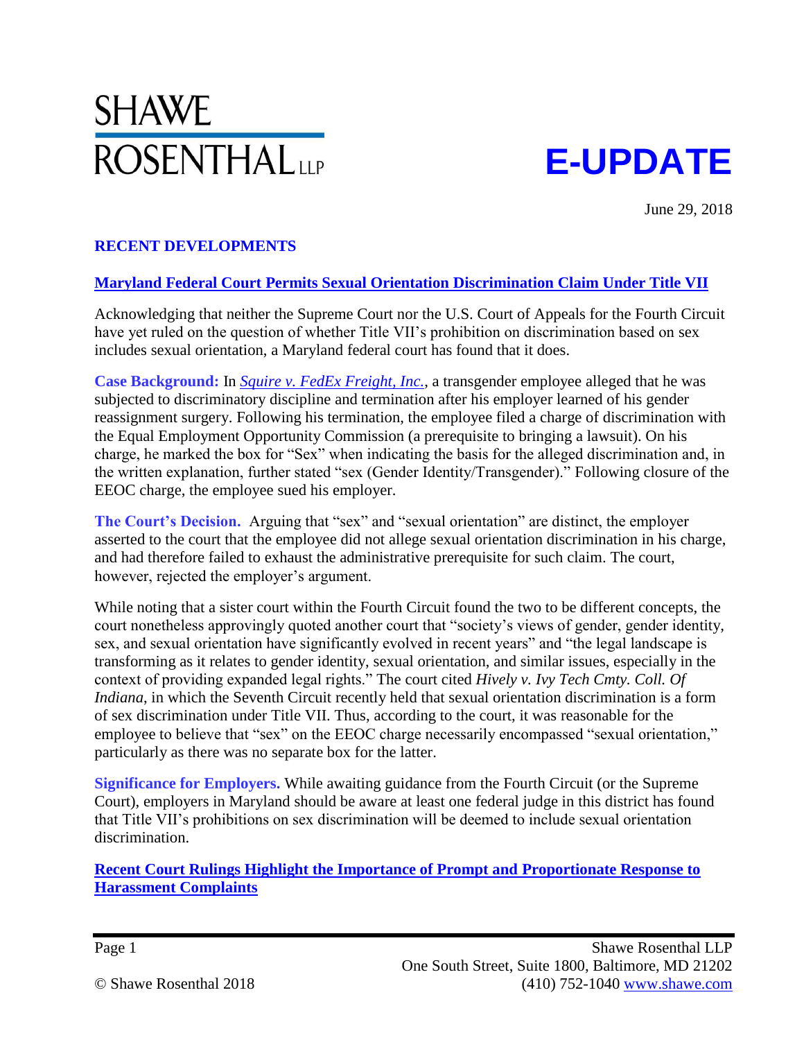# SHAWE ROSENTHAL LLP

# E-UPDATE

June 29, 2018

## RECENT DEVELOPMENTS

### Maryland Federal Court Permits Sexual Orientation Discrimination Claim Under Title VII

Acknowledging that neither the Supreme Court nor the U.S. Court of Appeals for the Fourth Circuit have yet ruled on the question of whether Title VII's prohibition on discrimination based on sex includes sexual orientation, a Maryland federal court has found that it does.

**Case Background:** In *Squire v. FedEx Freight, Inc.*, a transgender employee alleged that he was subjected to discriminatory discipline and termination after his employer learned of his gender reassignment surgery. Following his termination, the employee filed a charge of discrimination with the Equal Employment Opportunity Commission (a prerequisite to bringing a lawsuit). On his charge, he marked the box for "Sex" when indicating the basis for the alleged discrimination and, in the written explanation, further stated "sex (Gender Identity/Transgender)." Following closure of the EEOC charge, the employee sued his employer.

**The Court's Decision.** Arguing that "sex" and "sexual orientation" are distinct, the employer asserted to the court that the employee did not allege sexual orientation discrimination in his charge, and had therefore failed to exhaust the administrative prerequisite for such claim. The court, however, rejected the employer's argument.

While noting that a sister court within the Fourth Circuit found the two to be different concepts, the court nonetheless approvingly quoted another court that "society's views of gender, gender identity, sex, and sexual orientation have significantly evolved in recent years" and "the legal landscape is transforming as it relates to gender identity, sexual orientation, and similar issues, especially in the context of providing expanded legal rights." The court cited *Hively v. Ivy Tech Cmty. Coll. Of Indiana*, in which the Seventh Circuit recently held that sexual orientation discrimination is a form of sex discrimination under Title VII. Thus, according to the court, it was reasonable for the employee to believe that "sex" on the EEOC charge necessarily encompassed "sexual orientation," particularly as there was no separate box for the latter.

**Significance for Employers.** While awaiting guidance from the Fourth Circuit (or the Supreme Court), employers in Maryland should be aware at least one federal judge in this district has found that Title VII's prohibitions on sex discrimination will be deemed to include sexual orientation discrimination.

### Recent Court Rulings Highlight the Importance of Prompt and Proportionate Response to Harassment Complaints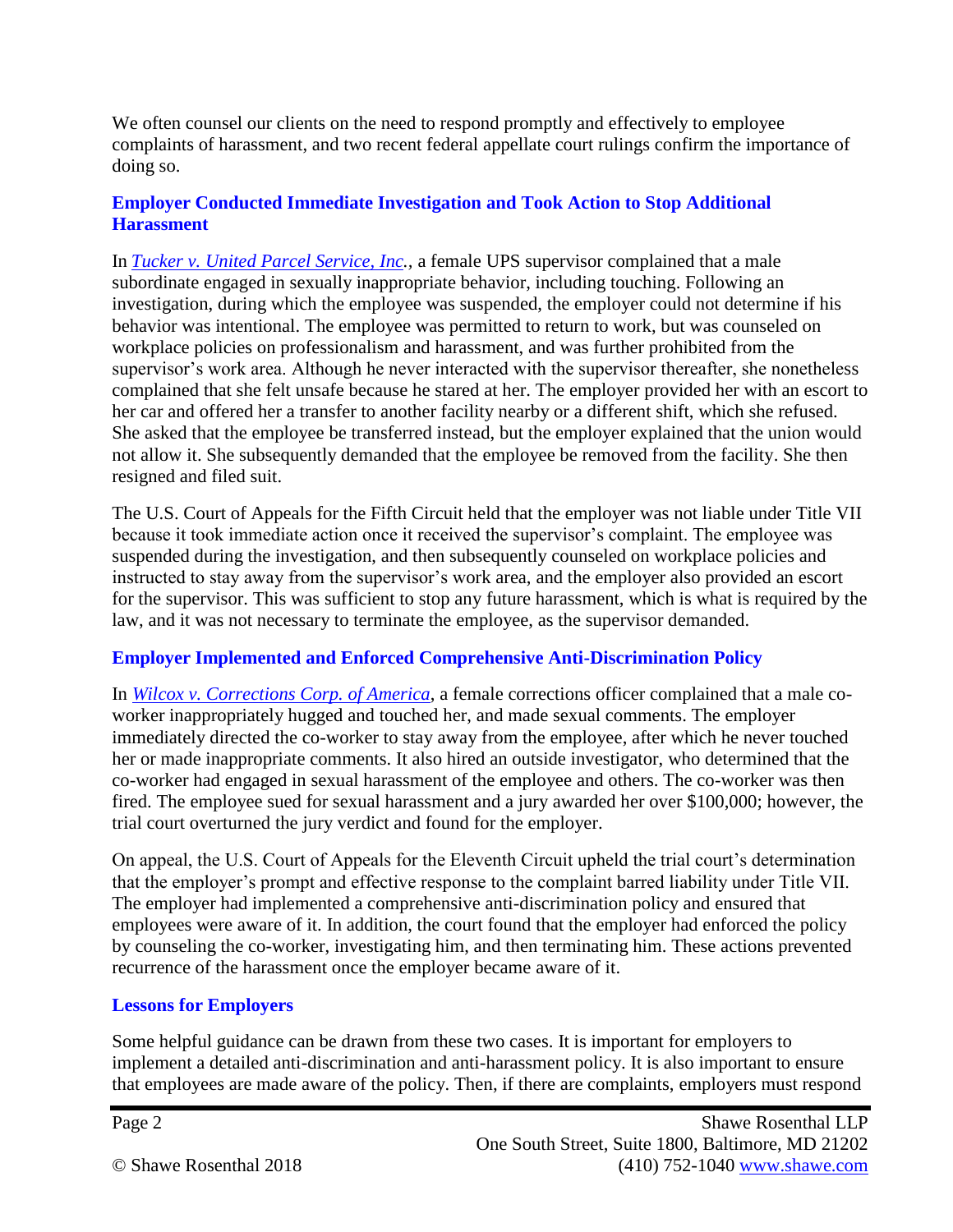We often counsel our clients on the need to respond promptly and effectively to employee complaints of harassment, and two recent federal appellate court rulings confirm the importance of doing so.

### Employer Conducted Immediate Investigation and Took Action to Stop Additional Harassment

In *Tucker v. United Parcel Service, Inc.*, a female UPS supervisor complained that a male subordinate engaged in sexually inappropriate behavior, including touching. Following an investigation, during which the employee was suspended, the employer could not determine if his behavior was intentional. The employee was permitted to return to work, but was counseled on workplace policies on professionalism and harassment, and was further prohibited from the supervisor's work area. Although he never interacted with the supervisor thereafter, she nonetheless complained that she felt unsafe because he stared at her. The employer provided her with an escort to her car and offered her a transfer to another facility nearby or a different shift, which she refused. She asked that the employee be transferred instead, but the employer explained that the union would not allow it. She subsequently demanded that the employee be removed from the facility. She then resigned and filed suit.

The U.S. Court of Appeals for the Fifth Circuit held that the employer was not liable under Title VII because it took immediate action once it received the supervisor's complaint. The employee was suspended during the investigation, and then subsequently counseled on workplace policies and instructed to stay away from the supervisor's work area, and the employer also provided an escort for the supervisor. This was sufficient to stop any future harassment, which is what is required by the law, and it was not necessary to terminate the employee, as the supervisor demanded.

### Employer Implemented and Enforced Comprehensive Anti-Discrimination Policy

In *Wilcox v. Corrections Corp. of America*, a female corrections officer complained that a male co-worker inappropriately hugged and touched her, and made sexual comments. The employer immediately directed the co-worker to stay away from the employee, after which he never touched her or made inappropriate comments. It also hired an outside investigator, who determined that the co-worker had engaged in sexual harassment of the employee and others. The co-worker was then fired. The employee sued for sexual harassment and a jury awarded her over $100,000; however, the trial court overturned the jury verdict and found for the employer.

On appeal, the U.S. Court of Appeals for the Eleventh Circuit upheld the trial court's determination that the employer's prompt and effective response to the complaint barred liability under Title VII. The employer had implemented a comprehensive anti-discrimination policy and ensured that employees were aware of it. In addition, the court found that the employer had enforced the policy by counseling the co-worker, investigating him, and then terminating him. These actions prevented recurrence of the harassment once the employer became aware of it.

### Lessons for Employers

Some helpful guidance can be drawn from these two cases. It is important for employers to implement a detailed anti-discrimination and anti-harassment policy. It is also important to ensure that employees are made aware of the policy. Then, if there are complaints, employers must respond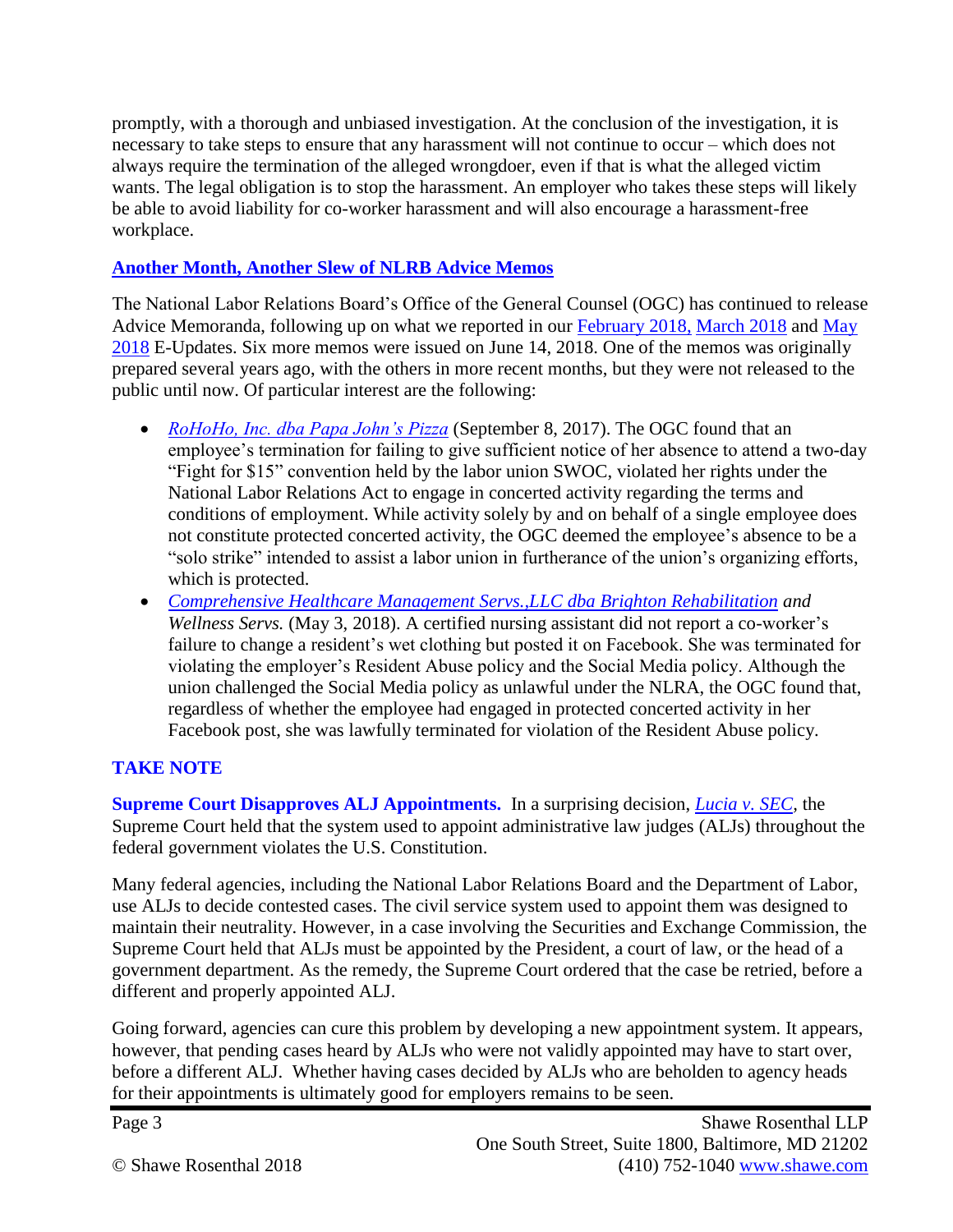promptly, with a thorough and unbiased investigation. At the conclusion of the investigation, it is necessary to take steps to ensure that any harassment will not continue to occur – which does not always require the termination of the alleged wrongdoer, even if that is what the alleged victim wants. The legal obligation is to stop the harassment. An employer who takes these steps will likely be able to avoid liability for co-worker harassment and will also encourage a harassment-free workplace.

## Another Month, Another Slew of NLRB Advice Memos

The National Labor Relations Board's Office of the General Counsel (OGC) has continued to release Advice Memoranda, following up on what we reported in our February 2018, March 2018 and May 2018 E-Updates. Six more memos were issued on June 14, 2018. One of the memos was originally prepared several years ago, with the others in more recent months, but they were not released to the public until now. Of particular interest are the following:

- *RoHoHo, Inc. dba Papa John's Pizza* (September 8, 2017). The OGC found that an employee's termination for failing to give sufficient notice of her absence to attend a two-day "Fight for $15" convention held by the labor union SWOC, violated her rights under the National Labor Relations Act to engage in concerted activity regarding the terms and conditions of employment. While activity solely by and on behalf of a single employee does not constitute protected concerted activity, the OGC deemed the employee's absence to be a "solo strike" intended to assist a labor union in furtherance of the union's organizing efforts, which is protected.
- *Comprehensive Healthcare Management Servs.,LLC dba Brighton Rehabilitation and Wellness Servs.* (May 3, 2018). A certified nursing assistant did not report a co-worker's failure to change a resident's wet clothing but posted it on Facebook. She was terminated for violating the employer's Resident Abuse policy and the Social Media policy. Although the union challenged the Social Media policy as unlawful under the NLRA, the OGC found that, regardless of whether the employee had engaged in protected concerted activity in her Facebook post, she was lawfully terminated for violation of the Resident Abuse policy.

## TAKE NOTE

**Supreme Court Disapproves ALJ Appointments.** In a surprising decision, *Lucia v. SEC*, the Supreme Court held that the system used to appoint administrative law judges (ALJs) throughout the federal government violates the U.S. Constitution.

Many federal agencies, including the National Labor Relations Board and the Department of Labor, use ALJs to decide contested cases. The civil service system used to appoint them was designed to maintain their neutrality. However, in a case involving the Securities and Exchange Commission, the Supreme Court held that ALJs must be appointed by the President, a court of law, or the head of a government department. As the remedy, the Supreme Court ordered that the case be retried, before a different and properly appointed ALJ.

Going forward, agencies can cure this problem by developing a new appointment system. It appears, however, that pending cases heard by ALJs who were not validly appointed may have to start over, before a different ALJ. Whether having cases decided by ALJs who are beholden to agency heads for their appointments is ultimately good for employers remains to be seen.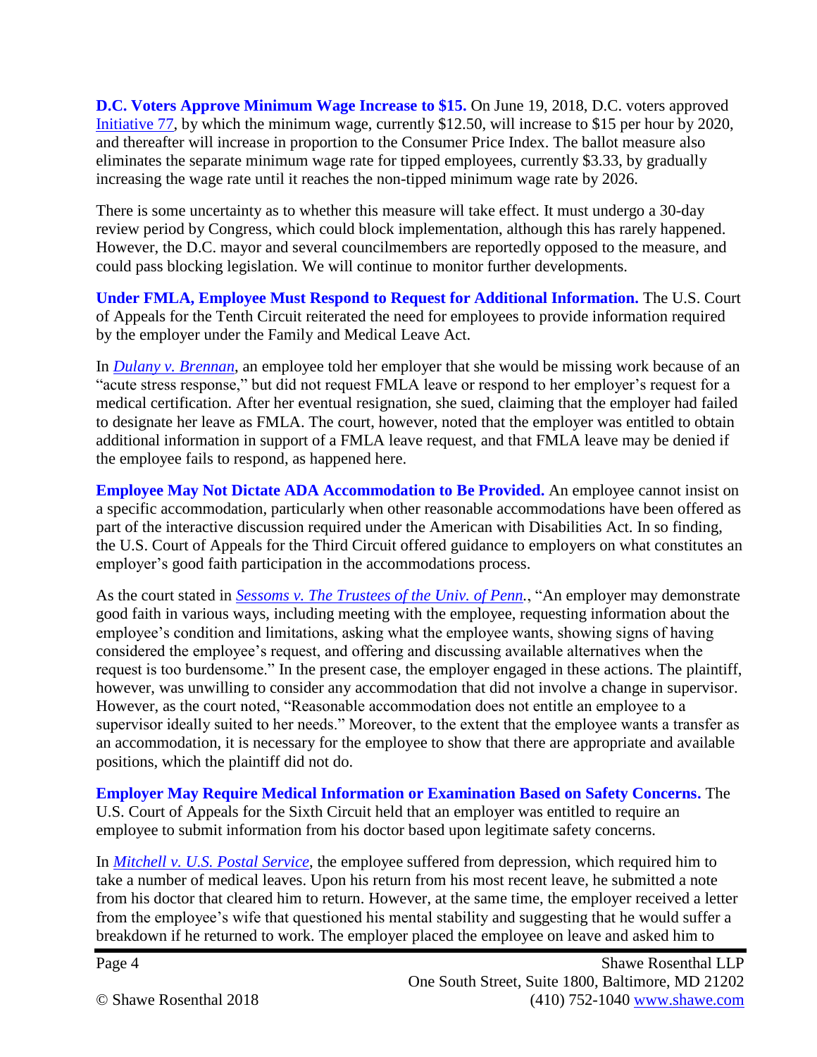**D.C. Voters Approve Minimum Wage Increase to $15.** On June 19, 2018, D.C. voters approved [Initiative 77](), by which the minimum wage, currently $12.50, will increase to $15 per hour by 2020, and thereafter will increase in proportion to the Consumer Price Index. The ballot measure also eliminates the separate minimum wage rate for tipped employees, currently $3.33, by gradually increasing the wage rate until it reaches the non-tipped minimum wage rate by 2026.

There is some uncertainty as to whether this measure will take effect. It must undergo a 30-day review period by Congress, which could block implementation, although this has rarely happened. However, the D.C. mayor and several councilmembers are reportedly opposed to the measure, and could pass blocking legislation. We will continue to monitor further developments.

**Under FMLA, Employee Must Respond to Request for Additional Information.** The U.S. Court of Appeals for the Tenth Circuit reiterated the need for employees to provide information required by the employer under the Family and Medical Leave Act.

In *Dulany v. Brennan*, an employee told her employer that she would be missing work because of an "acute stress response," but did not request FMLA leave or respond to her employer's request for a medical certification. After her eventual resignation, she sued, claiming that the employer had failed to designate her leave as FMLA. The court, however, noted that the employer was entitled to obtain additional information in support of a FMLA leave request, and that FMLA leave may be denied if the employee fails to respond, as happened here.

**Employee May Not Dictate ADA Accommodation to Be Provided.** An employee cannot insist on a specific accommodation, particularly when other reasonable accommodations have been offered as part of the interactive discussion required under the American with Disabilities Act. In so finding, the U.S. Court of Appeals for the Third Circuit offered guidance to employers on what constitutes an employer's good faith participation in the accommodations process.

As the court stated in *Sessoms v. The Trustees of the Univ. of Penn.*, "An employer may demonstrate good faith in various ways, including meeting with the employee, requesting information about the employee's condition and limitations, asking what the employee wants, showing signs of having considered the employee's request, and offering and discussing available alternatives when the request is too burdensome." In the present case, the employer engaged in these actions. The plaintiff, however, was unwilling to consider any accommodation that did not involve a change in supervisor. However, as the court noted, "Reasonable accommodation does not entitle an employee to a supervisor ideally suited to her needs." Moreover, to the extent that the employee wants a transfer as an accommodation, it is necessary for the employee to show that there are appropriate and available positions, which the plaintiff did not do.

**Employer May Require Medical Information or Examination Based on Safety Concerns.** The U.S. Court of Appeals for the Sixth Circuit held that an employer was entitled to require an employee to submit information from his doctor based upon legitimate safety concerns.

In *Mitchell v. U.S. Postal Service*, the employee suffered from depression, which required him to take a number of medical leaves. Upon his return from his most recent leave, he submitted a note from his doctor that cleared him to return. However, at the same time, the employer received a letter from the employee's wife that questioned his mental stability and suggesting that he would suffer a breakdown if he returned to work. The employer placed the employee on leave and asked him to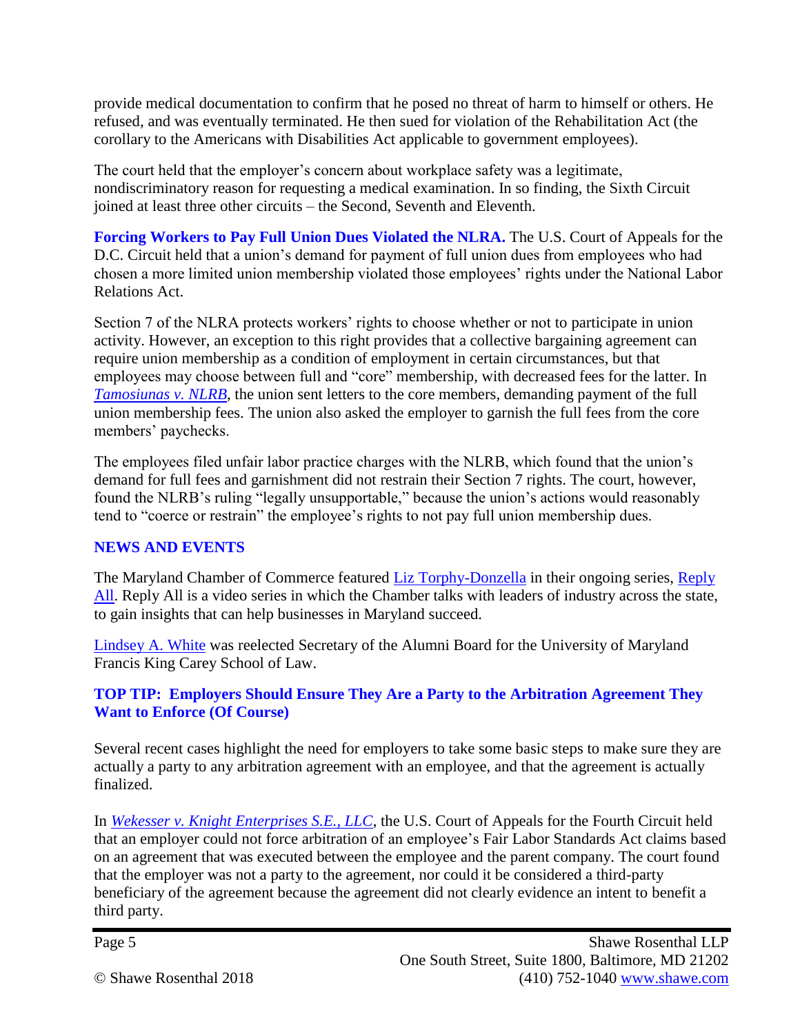provide medical documentation to confirm that he posed no threat of harm to himself or others. He refused, and was eventually terminated. He then sued for violation of the Rehabilitation Act (the corollary to the Americans with Disabilities Act applicable to government employees).

The court held that the employer's concern about workplace safety was a legitimate, nondiscriminatory reason for requesting a medical examination. In so finding, the Sixth Circuit joined at least three other circuits – the Second, Seventh and Eleventh.

**Forcing Workers to Pay Full Union Dues Violated the NLRA.** The U.S. Court of Appeals for the D.C. Circuit held that a union's demand for payment of full union dues from employees who had chosen a more limited union membership violated those employees' rights under the National Labor Relations Act.

Section 7 of the NLRA protects workers' rights to choose whether or not to participate in union activity. However, an exception to this right provides that a collective bargaining agreement can require union membership as a condition of employment in certain circumstances, but that employees may choose between full and "core" membership, with decreased fees for the latter. In *Tamosiunas v. NLRB*, the union sent letters to the core members, demanding payment of the full union membership fees. The union also asked the employer to garnish the full fees from the core members' paychecks.

The employees filed unfair labor practice charges with the NLRB, which found that the union's demand for full fees and garnishment did not restrain their Section 7 rights. The court, however, found the NLRB's ruling "legally unsupportable," because the union's actions would reasonably tend to "coerce or restrain" the employee's rights to not pay full union membership dues.

## NEWS AND EVENTS

The Maryland Chamber of Commerce featured Liz Torphy-Donzella in their ongoing series, Reply All. Reply All is a video series in which the Chamber talks with leaders of industry across the state, to gain insights that can help businesses in Maryland succeed.

Lindsey A. White was reelected Secretary of the Alumni Board for the University of Maryland Francis King Carey School of Law.

## TOP TIP: Employers Should Ensure They Are a Party to the Arbitration Agreement They Want to Enforce (Of Course)

Several recent cases highlight the need for employers to take some basic steps to make sure they are actually a party to any arbitration agreement with an employee, and that the agreement is actually finalized.

In *Wekesser v. Knight Enterprises S.E., LLC*, the U.S. Court of Appeals for the Fourth Circuit held that an employer could not force arbitration of an employee's Fair Labor Standards Act claims based on an agreement that was executed between the employee and the parent company. The court found that the employer was not a party to the agreement, nor could it be considered a third-party beneficiary of the agreement because the agreement did not clearly evidence an intent to benefit a third party.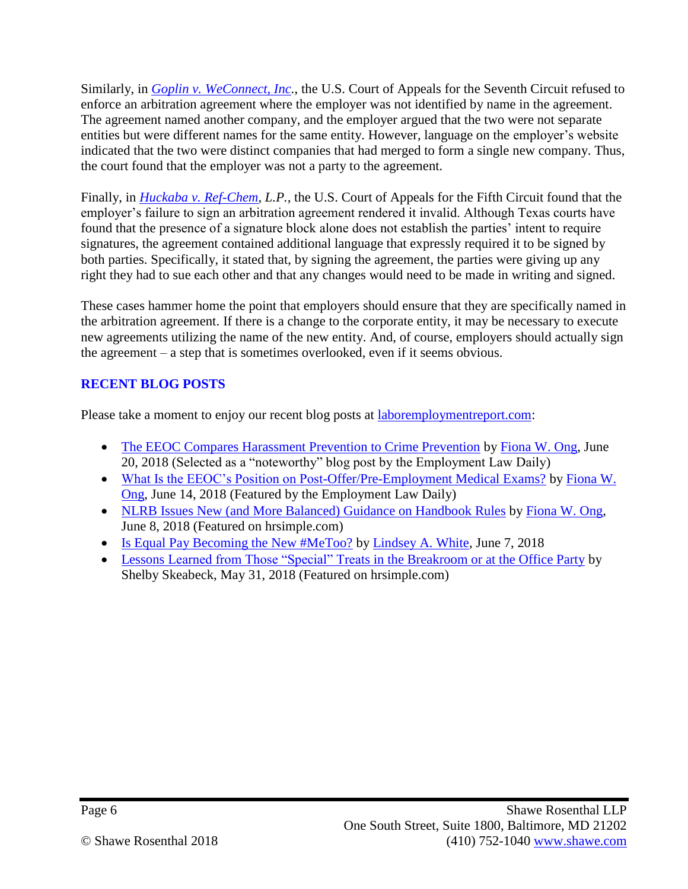Similarly, in [*Goplin v. WeConnect, Inc.*](), the U.S. Court of Appeals for the Seventh Circuit refused to enforce an arbitration agreement where the employer was not identified by name in the agreement. The agreement named another company, and the employer argued that the two were not separate entities but were different names for the same entity. However, language on the employer's website indicated that the two were distinct companies that had merged to form a single new company. Thus, the court found that the employer was not a party to the agreement.

Finally, in [*Huckaba v. Ref-Chem*](), *L.P.*, the U.S. Court of Appeals for the Fifth Circuit found that the employer's failure to sign an arbitration agreement rendered it invalid. Although Texas courts have found that the presence of a signature block alone does not establish the parties' intent to require signatures, the agreement contained additional language that expressly required it to be signed by both parties. Specifically, it stated that, by signing the agreement, the parties were giving up any right they had to sue each other and that any changes would need to be made in writing and signed.

These cases hammer home the point that employers should ensure that they are specifically named in the arbitration agreement. If there is a change to the corporate entity, it may be necessary to execute new agreements utilizing the name of the new entity. And, of course, employers should actually sign the agreement – a step that is sometimes overlooked, even if it seems obvious.

## RECENT BLOG POSTS

Please take a moment to enjoy our recent blog posts at [laboremploymentreport.com]():

- [The EEOC Compares Harassment Prevention to Crime Prevention]() by [Fiona W. Ong](), June 20, 2018 (Selected as a "noteworthy" blog post by the Employment Law Daily)
- [What Is the EEOC's Position on Post-Offer/Pre-Employment Medical Exams?]() by [Fiona W. Ong](), June 14, 2018 (Featured by the Employment Law Daily)
- [NLRB Issues New (and More Balanced) Guidance on Handbook Rules]() by [Fiona W. Ong](), June 8, 2018 (Featured on hrsimple.com)
- [Is Equal Pay Becoming the New #MeToo?]() by [Lindsey A. White](), June 7, 2018
- [Lessons Learned from Those "Special" Treats in the Breakroom or at the Office Party]() by Shelby Skeabeck, May 31, 2018 (Featured on hrsimple.com)